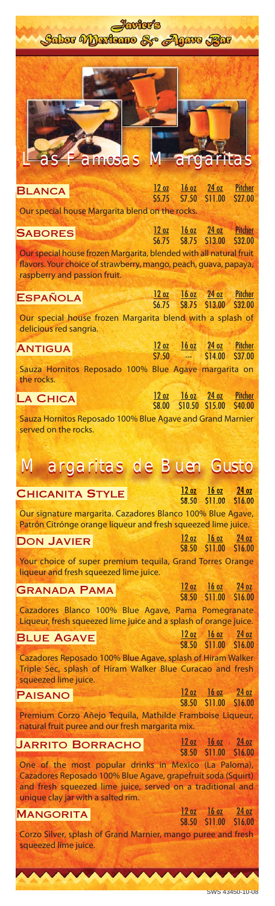# Javier's Sabor Mexicano & Agave Bar

## Las Famosas Margaritas

### Blanca

| 12 oz | 16 oz | 24 oz | Pitcher |
|---|---|---|---|
| $5.75 | $7.50 | $11.00 | $27.00 |

Our special house Margarita blend on the rocks.

### Sabores

| 12 oz | 16 oz | 24 oz | Pitcher |
|---|---|---|---|
| $6.75 | $8.75 | $13.00 | $32.00 |

Our special house frozen Margarita, blended with all natural fruit flavors. Your choice of strawberry, mango, peach, guava, papaya, raspberry and passion fruit.

### Española

| 12 oz | 16 oz | 24 oz | Pitcher |
|---|---|---|---|
| $6.75 | $8.75 | $13.00 | $32.00 |

Our special house frozen Margarita blend with a splash of delicious red sangria.

### Antigua

| 12 oz | 16 oz | 24 oz | Pitcher |
|---|---|---|---|
| $7.50 | --- | $14.00 | $37.00 |

Sauza Hornitos Reposado 100% Blue Agave margarita on the rocks.

### La Chica

| 12 oz | 16 oz | 24 oz | Pitcher |
|---|---|---|---|
| $8.00 | $10.50 | $15.00 | $40.00 |

Sauza Hornitos Reposado 100% Blue Agave and Grand Marnier served on the rocks.

## Margaritas de Buen Gusto

### Chicanita Style

| 12 oz | 16 oz | 24 oz |
|---|---|---|
| $8.50 | $11.00 | $16.00 |

Our signature margarita. Cazadores Blanco 100% Blue Agave, Patrón Citrónge orange liqueur and fresh squeezed lime juice.

### Don Javier

| 12 oz | 16 oz | 24 oz |
|---|---|---|
| $8.50 | $11.00 | $16.00 |

Your choice of super premium tequila, Grand Torres Orange liqueur and fresh squeezed lime juice.

### Granada Pama

| 12 oz | 16 oz | 24 oz |
|---|---|---|
| $8.50 | $11.00 | $16.00 |

Cazadores Blanco 100% Blue Agave, Pama Pomegranate Liqueur, fresh squeezed lime juice and a splash of orange juice.

### Blue Agave

| 12 oz | 16 oz | 24 oz |
|---|---|---|
| $8.50 | $11.00 | $16.00 |

Cazadores Reposado 100% Blue Agave, splash of Hiram Walker Triple Sec, splash of Hiram Walker Blue Curacao and fresh squeezed lime juice.

### Paisano

| 12 oz | 16 oz | 24 oz |
|---|---|---|
| $8.50 | $11.00 | $16.00 |

Premium Corzo Añejo Tequila, Mathilde Framboise Liqueur, natural fruit puree and our fresh margarita mix.

### Jarrito Borracho

| 12 oz | 16 oz | 24 oz |
|---|---|---|
| $8.50 | $11.00 | $16.00 |

One of the most popular drinks in Mexico (La Paloma), Cazadores Reposado 100% Blue Agave, grapefruit soda (Squirt) and fresh squeezed lime juice, served on a traditional and unique clay jar with a salted rim.

### Mangorita

| 12 oz | 16 oz | 24 oz |
|---|---|---|
| $8.50 | $11.00 | $16.00 |

Corzo Silver, splash of Grand Marnier, mango puree and fresh squeezed lime juice.

SWS 43450-10-08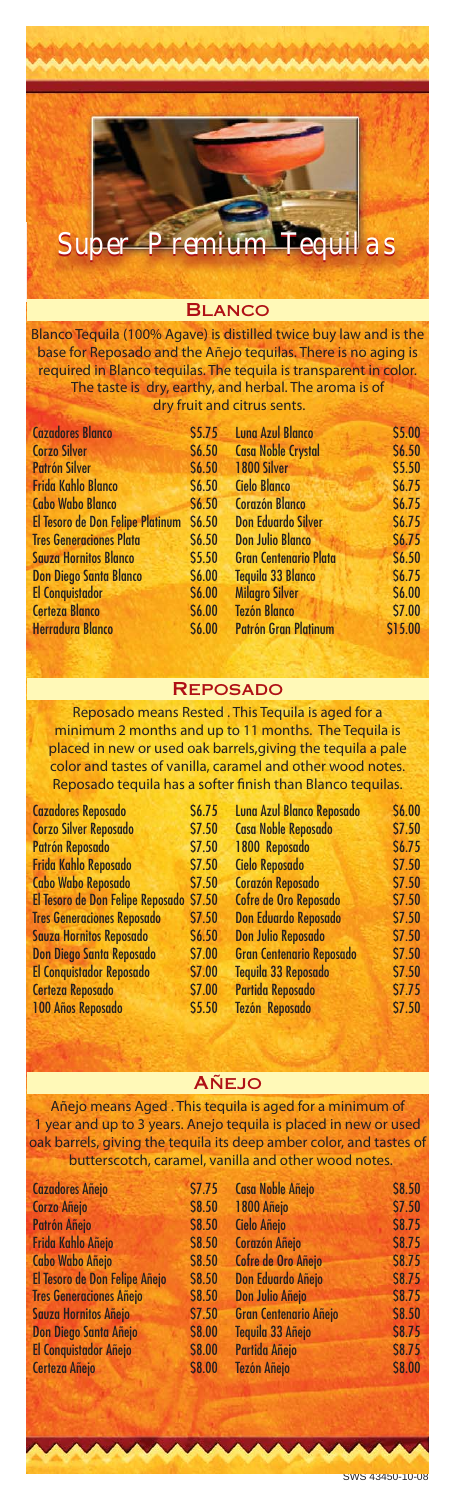# Super Premium Tequilas

## Blanco

Blanco Tequila (100% Agave) is distilled twice buy law and is the base for Reposado and the Añejo tequilas. There is no aging is required in Blanco tequilas. The tequila is transparent in color. The taste is dry, earthy, and herbal. The aroma is of dry fruit and citrus sents.

| | | | |
|---|---|---|---|
| Cazadores Blanco | $5.75 | Luna Azul Blanco | $5.00 |
| Corzo Silver | $6.50 | Casa Noble Crystal | $6.50 |
| Patrón Silver | $6.50 | 1800 Silver | $5.50 |
| Frida Kahlo Blanco | $6.50 | Cielo Blanco | $6.75 |
| Cabo Wabo Blanco | $6.50 | Corazón Blanco | $6.75 |
| El Tesoro de Don Felipe Platinum | $6.50 | Don Eduardo Silver | $6.75 |
| Tres Generaciones Plata | $6.50 | Don Julio Blanco | $6.75 |
| Sauza Hornitos Blanco | $5.50 | Gran Centenario Plata | $6.50 |
| Don Diego Santa Blanco | $6.00 | Tequila 33 Blanco | $6.75 |
| El Conquistador | $6.00 | Milagro Silver | $6.00 |
| Certeza Blanco | $6.00 | Tezón Blanco | $7.00 |
| Herradura Blanco | $6.00 | Patrón Gran Platinum | $15.00 |

## Reposado

Reposado means Rested . This Tequila is aged for a minimum 2 months and up to 11 months. The Tequila is placed in new or used oak barrels,giving the tequila a pale color and tastes of vanilla, caramel and other wood notes. Reposado tequila has a softer finish than Blanco tequilas.

| | | | |
|---|---|---|---|
| Cazadores Reposado | $6.75 | Luna Azul Blanco Reposado | $6.00 |
| Corzo Silver Reposado | $7.50 | Casa Noble Reposado | $7.50 |
| Patrón Reposado | $7.50 | 1800 Reposado | $6.75 |
| Frida Kahlo Reposado | $7.50 | Cielo Reposado | $7.50 |
| Cabo Wabo Reposado | $7.50 | Corazón Reposado | $7.50 |
| El Tesoro de Don Felipe Reposado | $7.50 | Cofre de Oro Reposado | $7.50 |
| Tres Generaciones Reposado | $7.50 | Don Eduardo Reposado | $7.50 |
| Sauza Hornitos Reposado | $6.50 | Don Julio Reposado | $7.50 |
| Don Diego Santa Reposado | $7.00 | Gran Centenario Reposado | $7.50 |
| El Conquistador Reposado | $7.00 | Tequila 33 Reposado | $7.50 |
| Certeza Reposado | $7.00 | Partida Reposado | $7.75 |
| 100 Años Reposado | $5.50 | Tezón Reposado | $7.50 |

## Añejo

Añejo means Aged . This tequila is aged for a minimum of 1 year and up to 3 years. Anejo tequila is placed in new or used oak barrels, giving the tequila its deep amber color, and tastes of butterscotch, caramel, vanilla and other wood notes.

| | | | |
|---|---|---|---|
| Cazadores Añejo | $7.75 | Casa Noble Añejo | $8.50 |
| Corzo Añejo | $8.50 | 1800 Añejo | $7.50 |
| Patrón Añejo | $8.50 | Cielo Añejo | $8.75 |
| Frida Kahlo Añejo | $8.50 | Corazón Añejo | $8.75 |
| Cabo Wabo Añejo | $8.50 | Cofre de Oro Añejo | $8.75 |
| El Tesoro de Don Felipe Añejo | $8.50 | Don Eduardo Añejo | $8.75 |
| Tres Generaciones Añejo | $8.50 | Don Julio Añejo | $8.75 |
| Sauza Hornitos Añejo | $7.50 | Gran Centenario Añejo | $8.50 |
| Don Diego Santa Añejo | $8.00 | Tequila 33 Añejo | $8.75 |
| El Conquistador Añejo | $8.00 | Partida Añejo | $8.75 |
| Certeza Añejo | $8.00 | Tezón Añejo | $8.00 |

SWS 43450-10-08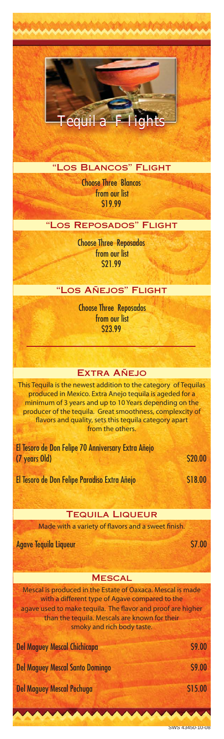# Tequila Flights

## "Los Blancos" Flight

Choose Three Blancos
from our list
$19.99

## "Los Reposados" Flight

Choose Three Reposados
from our list
$21.99

## "Los Añejos" Flight

Choose Three Reposados
from our list
$23.99

---

## Extra Añejo

This Tequila is the newest addition to the category of Tequilas produced in Mexico. Extra Anejo tequila is ageded for a minimum of 3 years and up to 10 Years depending on the producer of the tequila. Great smoothness, complexcity of flavors and quality, sets this tequila category apart from the others.

| | |
|---|---|
| El Tesoro de Don Felipe 70 Anniversary Extra Añejo (7 years Old) | $20.00 |
| El Tesoro de Don Felipe Paradiso Extra Añejo | $18.00 |

## Tequila Liqueur

Made with a variety of flavors and a sweet finish.

| | |
|---|---|
| Agave Tequila Liqueur | $7.00 |

## Mescal

Mescal is produced in the Estate of Oaxaca. Mescal is made with a different type of Agave compared to the agave used to make tequila. The flavor and proof are higher than the tequila. Mescals are known for their smoky and rich body taste.

| | |
|---|---|
| Del Maguey Mescal Chichicapa | $9.00 |
| Del Maguey Mescal Santo Domingo | $9.00 |
| Del Maguey Mescal Pechuga | $15.00 |

SWS 43450-10-08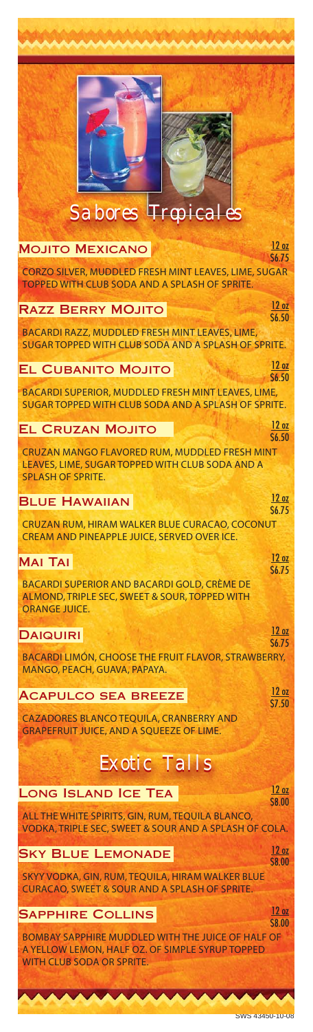# Sabores Tropicales

## MOJITO MEXICANO

12 oz
$6.75

CORZO SILVER, MUDDLED FRESH MINT LEAVES, LIME, SUGAR TOPPED WITH CLUB SODA AND A SPLASH OF SPRITE.

## RAZZ BERRY MOJITO

12 oz
$6.50

BACARDI RAZZ, MUDDLED FRESH MINT LEAVES, LIME, SUGAR TOPPED WITH CLUB SODA AND A SPLASH OF SPRITE.

## EL CUBANITO MOJITO

12 oz
$6.50

BACARDI SUPERIOR, MUDDLED FRESH MINT LEAVES, LIME, SUGAR TOPPED WITH CLUB SODA AND A SPLASH OF SPRITE.

## EL CRUZAN MOJITO

12 oz
$6.50

CRUZAN MANGO FLAVORED RUM, MUDDLED FRESH MINT LEAVES, LIME, SUGAR TOPPED WITH CLUB SODA AND A SPLASH OF SPRITE.

## BLUE HAWAIIAN

12 oz
$6.75

CRUZAN RUM, HIRAM WALKER BLUE CURACAO, COCONUT CREAM AND PINEAPPLE JUICE, SERVED OVER ICE.

## MAI TAI

12 oz
$6.75

BACARDI SUPERIOR AND BACARDI GOLD, CRÈME DE ALMOND, TRIPLE SEC, SWEET & SOUR, TOPPED WITH ORANGE JUICE.

## DAIQUIRI

12 oz
$6.75

BACARDI LIMÓN, CHOOSE THE FRUIT FLAVOR, STRAWBERRY, MANGO, PEACH, GUAVA, PAPAYA.

## ACAPULCO SEA BREEZE

12 oz
$7.50

CAZADORES BLANCO TEQUILA, CRANBERRY AND GRAPEFRUIT JUICE, AND A SQUEEZE OF LIME.

# Exotic Talls

## LONG ISLAND ICE TEA

12 oz
$8.00

ALL THE WHITE SPIRITS, GIN, RUM, TEQUILA BLANCO, VODKA, TRIPLE SEC, SWEET & SOUR AND A SPLASH OF COLA.

## SKY BLUE LEMONADE

12 oz
$8.00

SKYY VODKA, GIN, RUM, TEQUILA, HIRAM WALKER BLUE CURACAO, SWEET & SOUR AND A SPLASH OF SPRITE.

## SAPPHIRE COLLINS

12 oz
$8.00

BOMBAY SAPPHIRE MUDDLED WITH THE JUICE OF HALF OF A YELLOW LEMON, HALF OZ. OF SIMPLE SYRUP TOPPED WITH CLUB SODA OR SPRITE.

SWS 43450-10-08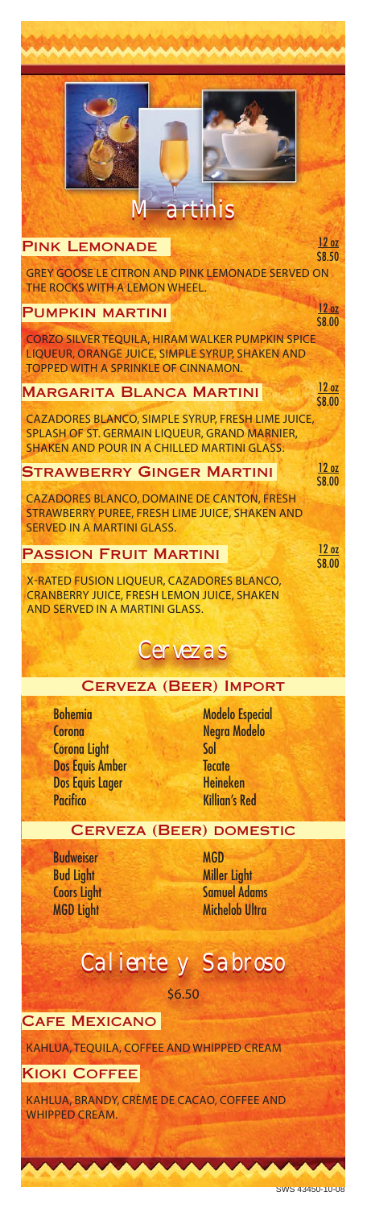# Martinis

## Pink Lemonade
12 oz
$8.50

GREY GOOSE LE CITRON AND PINK LEMONADE SERVED ON THE ROCKS WITH A LEMON WHEEL.

## Pumpkin Martini
12 oz
$8.00

CORZO SILVER TEQUILA, HIRAM WALKER PUMPKIN SPICE LIQUEUR, ORANGE JUICE, SIMPLE SYRUP, SHAKEN AND TOPPED WITH A SPRINKLE OF CINNAMON.

## Margarita Blanca Martini
12 oz
$8.00

CAZADORES BLANCO, SIMPLE SYRUP, FRESH LIME JUICE, SPLASH OF ST. GERMAIN LIQUEUR, GRAND MARNIER, SHAKEN AND POUR IN A CHILLED MARTINI GLASS.

## Strawberry Ginger Martini
12 oz
$8.00

CAZADORES BLANCO, DOMAINE DE CANTON, FRESH STRAWBERRY PUREE, FRESH LIME JUICE, SHAKEN AND SERVED IN A MARTINI GLASS.

## Passion Fruit Martini
12 oz
$8.00

X-RATED FUSION LIQUEUR, CAZADORES BLANCO, CRANBERRY JUICE, FRESH LEMON JUICE, SHAKEN AND SERVED IN A MARTINI GLASS.

# Cervezas

## Cerveza (Beer) Import

- Bohemia
- Corona
- Corona Light
- Dos Equis Amber
- Dos Equis Lager
- Pacifico
- Modelo Especial
- Negra Modelo
- Sol
- Tecate
- Heineken
- Killian's Red

## Cerveza (Beer) Domestic

- Budweiser
- Bud Light
- Coors Light
- MGD Light
- MGD
- Miller Light
- Samuel Adams
- Michelob Ultra

# Caliente y Sabroso

$6.50

## Cafe Mexicano

KAHLUA, TEQUILA, COFFEE AND WHIPPED CREAM

## Kioki Coffee

KAHLUA, BRANDY, CRÈME DE CACAO, COFFEE AND WHIPPED CREAM.

SWS 43450-10-08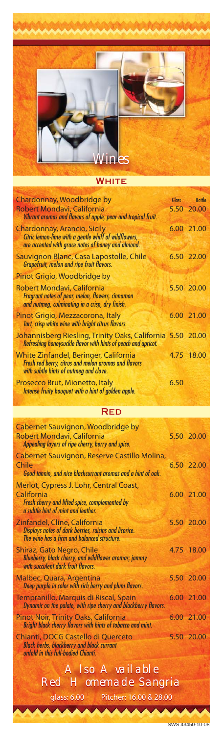# Wines

## White

| | Glass | Bottle |
|---|---|---|
| Chardonnay, Woodbridge by Robert Mondavi, California<br>*Vibrant aromas and flavors of apple, pear and tropical fruit.* | 5.50 | 20.00 |
| Chardonnay, Arancio, Sicily<br>*Citric lemon-lime with a gentle whiff of wildflowers, are accented with grace notes of honey and almond.* | 6.00 | 21.00 |
| Sauvignon Blanc, Casa Lapostolle, Chile<br>*Grapefruit, melon and ripe fruit flavors.* | 6.50 | 22.00 |
| Pinot Grigio, Woodbridge by Robert Mondavi, California<br>*Fragrant notes of pear, melon, flowers, cinnamon and nutmeg, culminating in a crisp, dry finish.* | 5.50 | 20.00 |
| Pinot Grigio, Mezzacorona, Italy<br>*Tart, crisp white wine with bright citrus flavors.* | 6.00 | 21.00 |
| Johannisberg Riesling, Trinity Oaks, California<br>*Refreshing honeysuckle flavor with hints of peach and apricot.* | 5.50 | 20.00 |
| White Zinfandel, Beringer, California<br>*Fresh red berry, citrus and melon aromas and flavors with subtle hints of nutmeg and clove.* | 4.75 | 18.00 |
| Prosecco Brut, Mionetto, Italy<br>*Intense fruity bouquet with a hint of golden apple.* | 6.50 | |

## Red

| | Glass | Bottle |
|---|---|---|
| Cabernet Sauvignon, Woodbridge by Robert Mondavi, California<br>*Appealing layers of ripe cherry, berry and spice.* | 5.50 | 20.00 |
| Cabernet Sauvignon, Reserve Castillo Molina, Chile<br>*Good tannin, and nice blackcurrant aromas and a hint of oak.* | 6.50 | 22.00 |
| Merlot, Cypress J. Lohr, Central Coast, California<br>*Fresh cherry and lifted spice, complemented by a subtle hint of mint and leather.* | 6.00 | 21.00 |
| Zinfandel, Cline, California<br>*Displays notes of dark berries, raisins and licorice. The wine has a firm and balanced structure.* | 5.50 | 20.00 |
| Shiraz, Gato Negro, Chile<br>*Blueberry, black cherry, and wildflower aromas; jammy with succulent dark fruit flavors.* | 4.75 | 18.00 |
| Malbec, Quara, Argentina<br>*Deep purple in color with rich berry and plum flavors.* | 5.50 | 20.00 |
| Tempranillo, Marquis di Riscal, Spain<br>*Dynamic on the palate, with ripe cherry and blackberry flavors.* | 6.00 | 21.00 |
| Pinot Noir, Trinity Oaks, California<br>*Bright black cherry flavors with hints of tobacco and mint.* | 6.00 | 21.00 |
| Chianti, DOCG Castello di Querceto<br>*Black herbs, blackberry and black currant unfold in this full-bodied Chianti.* | 5.50 | 20.00 |

## Also Available
## Red Homemade Sangria

glass: 6.00 Pitcher: 16.00 & 28.00

SWS 43450-10-08